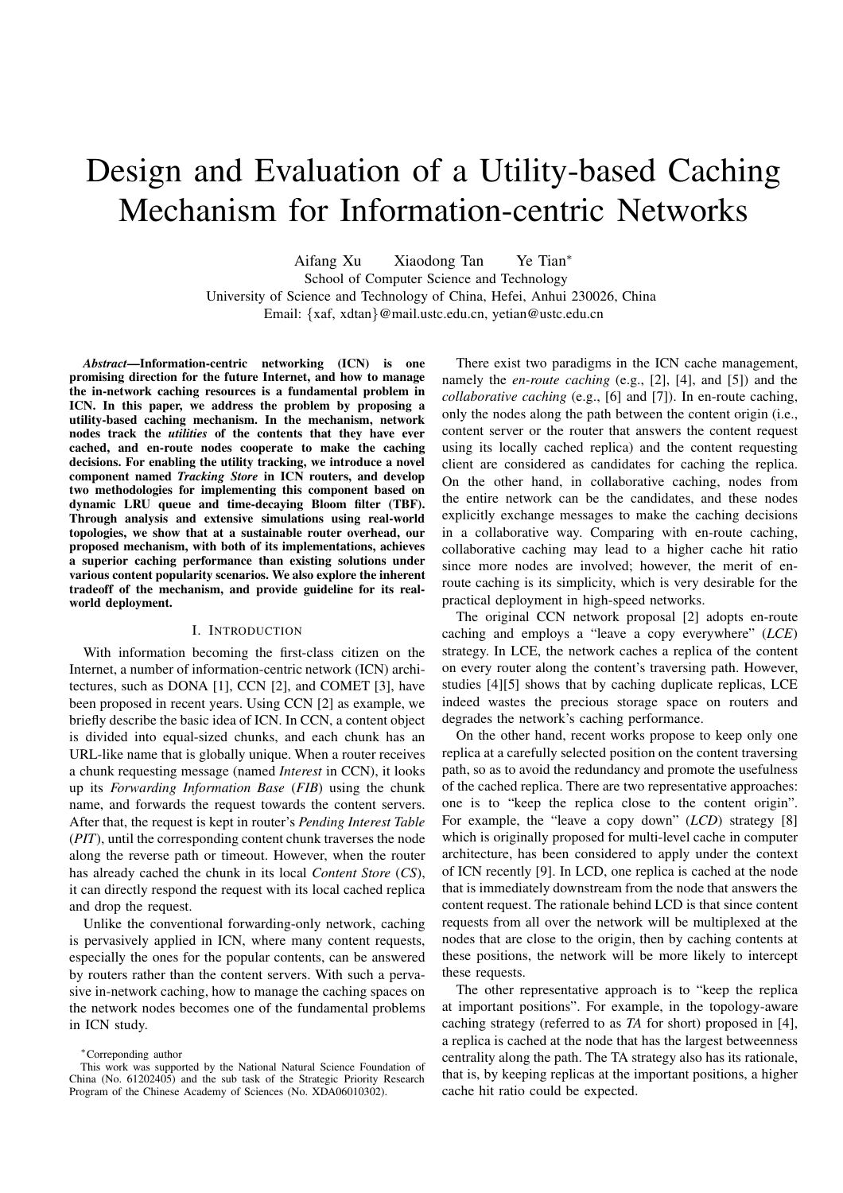# Design and Evaluation of a Utility-based Caching Mechanism for Information-centric Networks

Aifang Xu Xiaodong Tan Ye Tian*

School of Computer Science and Technology
University of Science and Technology of China, Hefei, Anhui 230026, China
Email: {xaf, xdtan}@mail.ustc.edu.cn, yetian@ustc.edu.cn

***Abstract*—Information-centric networking (ICN) is one promising direction for the future Internet, and how to manage the in-network caching resources is a fundamental problem in ICN. In this paper, we address the problem by proposing a utility-based caching mechanism. In the mechanism, network nodes track the *utilities* of the contents that they have ever cached, and en-route nodes cooperate to make the caching decisions. For enabling the utility tracking, we introduce a novel component named *Tracking Store* in ICN routers, and develop two methodologies for implementing this component based on dynamic LRU queue and time-decaying Bloom filter (TBF). Through analysis and extensive simulations using real-world topologies, we show that at a sustainable router overhead, our proposed mechanism, with both of its implementations, achieves a superior caching performance than existing solutions under various content popularity scenarios. We also explore the inherent tradeoff of the mechanism, and provide guideline for its real-world deployment.**

## I. Introduction

With information becoming the first-class citizen on the Internet, a number of information-centric network (ICN) architectures, such as DONA [1], CCN [2], and COMET [3], have been proposed in recent years. Using CCN [2] as example, we briefly describe the basic idea of ICN. In CCN, a content object is divided into equal-sized chunks, and each chunk has an URL-like name that is globally unique. When a router receives a chunk requesting message (named *Interest* in CCN), it looks up its *Forwarding Information Base* (*FIB*) using the chunk name, and forwards the request towards the content servers. After that, the request is kept in router's *Pending Interest Table* (*PIT*), until the corresponding content chunk traverses the node along the reverse path or timeout. However, when the router has already cached the chunk in its local *Content Store* (*CS*), it can directly respond the request with its local cached replica and drop the request.

Unlike the conventional forwarding-only network, caching is pervasively applied in ICN, where many content requests, especially the ones for the popular contents, can be answered by routers rather than the content servers. With such a pervasive in-network caching, how to manage the caching spaces on the network nodes becomes one of the fundamental problems in ICN study.

There exist two paradigms in the ICN cache management, namely the *en-route caching* (e.g., [2], [4], and [5]) and the *collaborative caching* (e.g., [6] and [7]). In en-route caching, only the nodes along the path between the content origin (i.e., content server or the router that answers the content request using its locally cached replica) and the content requesting client are considered as candidates for caching the replica. On the other hand, in collaborative caching, nodes from the entire network can be the candidates, and these nodes explicitly exchange messages to make the caching decisions in a collaborative way. Comparing with en-route caching, collaborative caching may lead to a higher cache hit ratio since more nodes are involved; however, the merit of en-route caching is its simplicity, which is very desirable for the practical deployment in high-speed networks.

The original CCN network proposal [2] adopts en-route caching and employs a "leave a copy everywhere" (*LCE*) strategy. In LCE, the network caches a replica of the content on every router along the content's traversing path. However, studies [4][5] shows that by caching duplicate replicas, LCE indeed wastes the precious storage space on routers and degrades the network's caching performance.

On the other hand, recent works propose to keep only one replica at a carefully selected position on the content traversing path, so as to avoid the redundancy and promote the usefulness of the cached replica. There are two representative approaches: one is to "keep the replica close to the content origin". For example, the "leave a copy down" (*LCD*) strategy [8] which is originally proposed for multi-level cache in computer architecture, has been considered to apply under the context of ICN recently [9]. In LCD, one replica is cached at the node that is immediately downstream from the node that answers the content request. The rationale behind LCD is that since content requests from all over the network will be multiplexed at the nodes that are close to the origin, then by caching contents at these positions, the network will be more likely to intercept these requests.

The other representative approach is to "keep the replica at important positions". For example, in the topology-aware caching strategy (referred to as *TA* for short) proposed in [4], a replica is cached at the node that has the largest betweenness centrality along the path. The TA strategy also has its rationale, that is, by keeping replicas at the important positions, a higher cache hit ratio could be expected.

*Corresponding author

This work was supported by the National Natural Science Foundation of China (No. 61202405) and the sub task of the Strategic Priority Research Program of the Chinese Academy of Sciences (No. XDA06010302).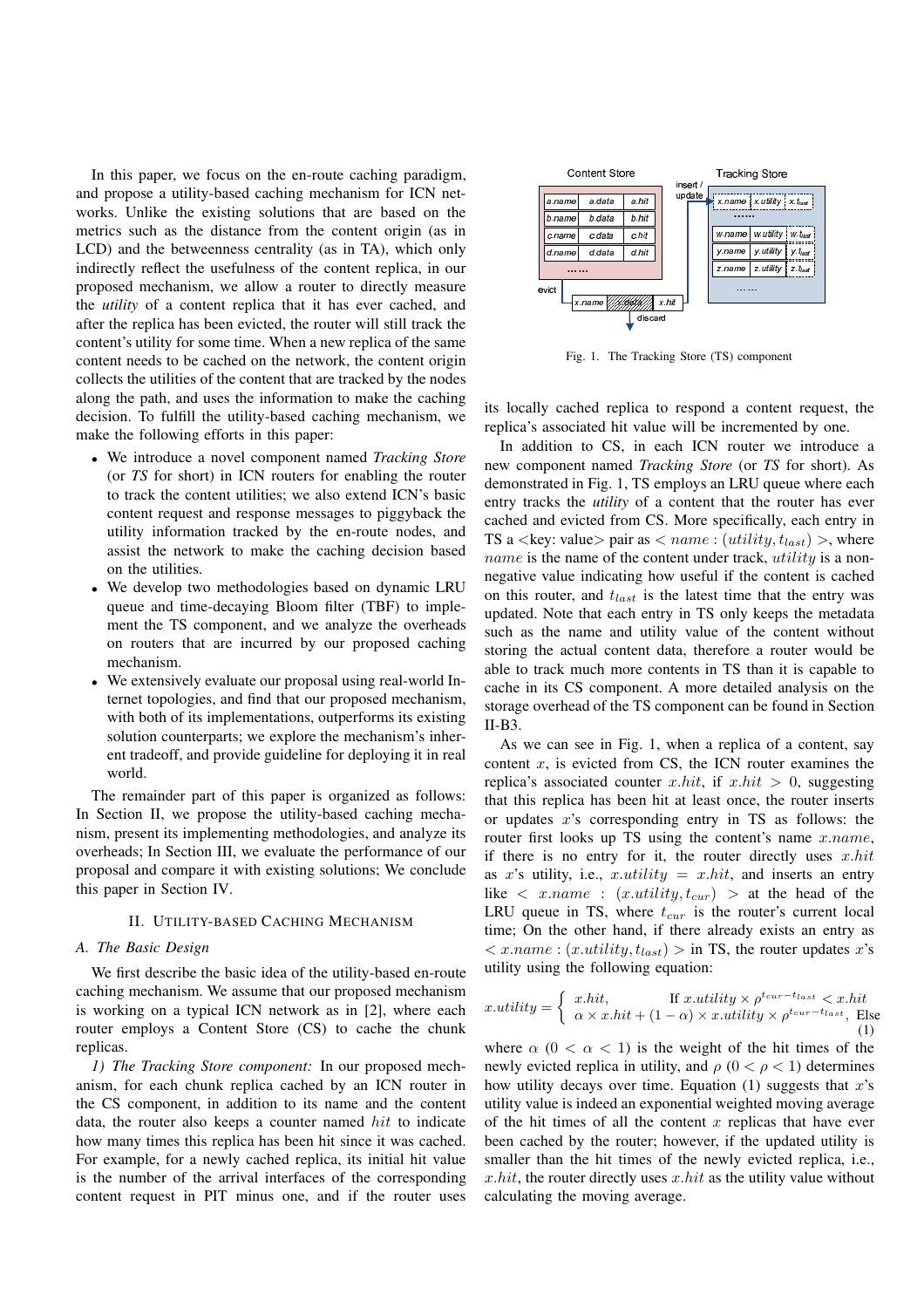In this paper, we focus on the en-route caching paradigm, and propose a utility-based caching mechanism for ICN networks. Unlike the existing solutions that are based on the metrics such as the distance from the content origin (as in LCD) and the betweenness centrality (as in TA), which only indirectly reflect the usefulness of the content replica, in our proposed mechanism, we allow a router to directly measure the *utility* of a content replica that it has ever cached, and after the replica has been evicted, the router will still track the content's utility for some time. When a new replica of the same content needs to be cached on the network, the content origin collects the utilities of the content that are tracked by the nodes along the path, and uses the information to make the caching decision. To fulfill the utility-based caching mechanism, we make the following efforts in this paper:

- We introduce a novel component named *Tracking Store* (or *TS* for short) in ICN routers for enabling the router to track the content utilities; we also extend ICN's basic content request and response messages to piggyback the utility information tracked by the en-route nodes, and assist the network to make the caching decision based on the utilities.
- We develop two methodologies based on dynamic LRU queue and time-decaying Bloom filter (TBF) to implement the TS component, and we analyze the overheads on routers that are incurred by our proposed caching mechanism.
- We extensively evaluate our proposal using real-world Internet topologies, and find that our proposed mechanism, with both of its implementations, outperforms its existing solution counterparts; we explore the mechanism's inherent tradeoff, and provide guideline for deploying it in real world.

The remainder part of this paper is organized as follows: In Section II, we propose the utility-based caching mechanism, present its implementing methodologies, and analyze its overheads; In Section III, we evaluate the performance of our proposal and compare it with existing solutions; We conclude this paper in Section IV.

## II. Utility-based Caching Mechanism

### A. The Basic Design

We first describe the basic idea of the utility-based en-route caching mechanism. We assume that our proposed mechanism is working on a typical ICN network as in [2], where each router employs a Content Store (CS) to cache the chunk replicas.

*1) The Tracking Store component:* In our proposed mechanism, for each chunk replica cached by an ICN router in the CS component, in addition to its name and the content data, the router also keeps a counter named $hit$ to indicate how many times this replica has been hit since it was cached. For example, for a newly cached replica, its initial hit value is the number of the arrival interfaces of the corresponding content request in PIT minus one, and if the router uses its locally cached replica to respond a content request, the replica's associated hit value will be incremented by one.

Content Store
Tracking Store
a.name a.data a.hit
b.name b.data b.hit
c.name c.data c.hit
d.name d.data d.hit
insert / update
x.name x.utility x.$t_{last}$
w.name w.utility w.$t_{last}$
y.name y.utility y.$t_{last}$
z.name z.utility z.$t_{last}$
evict
x.name x.data x.hit
discard

Fig. 1. The Tracking Store (TS) component

In addition to CS, in each ICN router we introduce a new component named *Tracking Store* (or *TS* for short). As demonstrated in Fig. 1, TS employs an LRU queue where each entry tracks the *utility* of a content that the router has ever cached and evicted from CS. More specifically, each entry in TS a <key: value> pair as $< name : (utility, t_{last}) >$, where $name$ is the name of the content under track, $utility$ is a non-negative value indicating how useful if the content is cached on this router, and $t_{last}$ is the latest time that the entry was updated. Note that each entry in TS only keeps the metadata such as the name and utility value of the content without storing the actual content data, therefore a router would be able to track much more contents in TS than it is capable to cache in its CS component. A more detailed analysis on the storage overhead of the TS component can be found in Section II-B3.

As we can see in Fig. 1, when a replica of a content, say content $x$, is evicted from CS, the ICN router examines the replica's associated counter $x.hit$, if $x.hit > 0$, suggesting that this replica has been hit at least once, the router inserts or updates $x$'s corresponding entry in TS as follows: the router first looks up TS using the content's name $x.name$, if there is no entry for it, the router directly uses $x.hit$ as $x$'s utility, i.e., $x.utility = x.hit$, and inserts an entry like $< x.name : (x.utility, t_{cur}) >$ at the head of the LRU queue in TS, where $t_{cur}$ is the router's current local time; On the other hand, if there already exists an entry as $< x.name : (x.utility, t_{last}) >$ in TS, the router updates $x$'s utility using the following equation:

$$x.utility = \begin{cases} x.hit, & \text{If } x.utility \times \rho^{t_{cur}-t_{last}} < x.hit \\ \alpha \times x.hit + (1-\alpha) \times x.utility \times \rho^{t_{cur}-t_{last}}, & \text{Else} \end{cases} \tag{1}$$

where $\alpha$ ($0 < \alpha < 1$) is the weight of the hit times of the newly evicted replica in utility, and $\rho$ ($0 < \rho < 1$) determines how utility decays over time. Equation (1) suggests that $x$'s utility value is indeed an exponential weighted moving average of the hit times of all the content $x$ replicas that have ever been cached by the router; however, if the updated utility is smaller than the hit times of the newly evicted replica, i.e., $x.hit$, the router directly uses $x.hit$ as the utility value without calculating the moving average.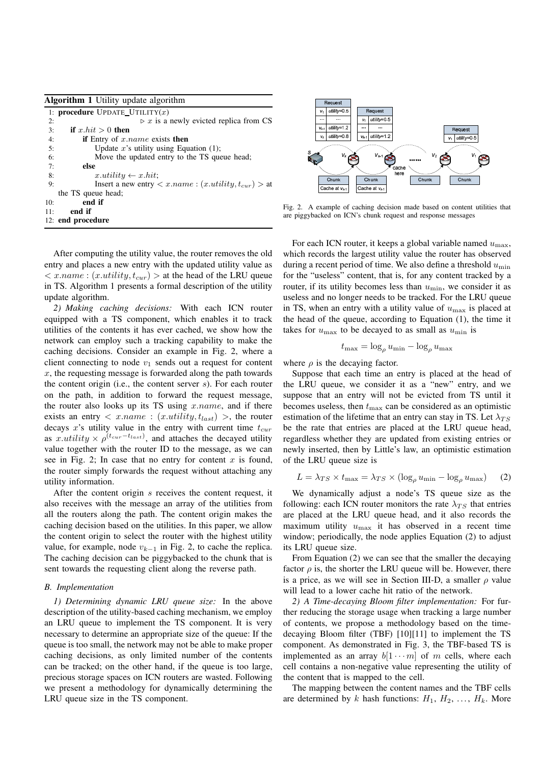**Algorithm 1** Utility update algorithm

```
1: procedure UPDATE_UTILITY(x)
2:                                   ▷ x is a newly evicted replica from CS
3:     if x.hit > 0 then
4:         if Entry of x.name exists then
5:             Update x's utility using Equation (1);
6:             Move the updated entry to the TS queue head;
7:         else
8:             x.utility ← x.hit;
9:             Insert a new entry < x.name : (x.utility, t_cur) > at the TS queue head;
10:        end if
11:    end if
12: end procedure
```

After computing the utility value, the router removes the old entry and places a new entry with the updated utility value as $< x.name : (x.utility, t_{cur}) >$ at the head of the LRU queue in TS. Algorithm 1 presents a formal description of the utility update algorithm.

*2) Making caching decisions:* With each ICN router equipped with a TS component, which enables it to track utilities of the contents it has ever cached, we show how the network can employ such a tracking capability to make the caching decisions. Consider an example in Fig. 2, where a client connecting to node $v_1$ sends out a request for content $x$, the requesting message is forwarded along the path towards the content origin (i.e., the content server $s$). For each router on the path, in addition to forward the request message, the router also looks up its TS using $x.name$, and if there exists an entry $< x.name : (x.utility, t_{last}) >$, the router decays $x$'s utility value in the entry with current time $t_{cur}$ as $x.utility \times \rho^{(t_{cur}-t_{last})}$, and attaches the decayed utility value together with the router ID to the message, as we can see in Fig. 2; In case that no entry for content $x$ is found, the router simply forwards the request without attaching any utility information.

After the content origin $s$ receives the content request, it also receives with the message an array of the utilities from all the routers along the path. The content origin makes the caching decision based on the utilities. In this paper, we allow the content origin to select the router with the highest utility value, for example, node $v_{k-1}$ in Fig. 2, to cache the replica. The caching decision can be piggybacked to the chunk that is sent towards the requesting client along the reverse path.

### B. Implementation

*1) Determining dynamic LRU queue size:* In the above description of the utility-based caching mechanism, we employ an LRU queue to implement the TS component. It is very necessary to determine an appropriate size of the queue: If the queue is too small, the network may not be able to make proper caching decisions, as only limited number of the contents can be tracked; on the other hand, if the queue is too large, precious storage spaces on ICN routers are wasted. Following we present a methodology for dynamically determining the LRU queue size in the TS component.

Request
$v_1$ utility=0.5
...
$v_{k-1}$ utility=1.2
$v_k$ utility=0.8
Request
$v_1$ utility=0.5
...
$v_{k-1}$ utility=1.2
Request
$v_1$ utility=0.5
s
$v_k$
$v_{k-1}$
$v_2$
$v_1$
cache here
Chunk
Cache at $v_{k-1}$
Chunk
Cache at $v_{k-1}$
Chunk
Chunk

Fig. 2. A example of caching decision made based on content utilities that are piggybacked on ICN's chunk request and response messages

For each ICN router, it keeps a global variable named $u_{\max}$, which records the largest utility value the router has observed during a recent period of time. We also define a threshold $u_{\min}$ for the "useless" content, that is, for any content tracked by a router, if its utility becomes less than $u_{\min}$, we consider it as useless and no longer needs to be tracked. For the LRU queue in TS, when an entry with a utility value of $u_{\max}$ is placed at the head of the queue, according to Equation (1), the time it takes for $u_{\max}$ to be decayed to as small as $u_{\min}$ is

$$t_{\max} = \log_\rho u_{\min} - \log_\rho u_{\max}$$

where $\rho$ is the decaying factor.

Suppose that each time an entry is placed at the head of the LRU queue, we consider it as a "new" entry, and we suppose that an entry will not be evicted from TS until it becomes useless, then $t_{\max}$ can be considered as an optimistic estimation of the lifetime that an entry can stay in TS. Let $\lambda_{TS}$ be the rate that entries are placed at the LRU queue head, regardless whether they are updated from existing entries or newly inserted, then by Little's law, an optimistic estimation of the LRU queue size is

$$L = \lambda_{TS} \times t_{\max} = \lambda_{TS} \times (\log_\rho u_{\min} - \log_\rho u_{\max}) \quad (2)$$

We dynamically adjust a node's TS queue size as the following: each ICN router monitors the rate $\lambda_{TS}$ that entries are placed at the LRU queue head, and it also records the maximum utility $u_{\max}$ it has observed in a recent time window; periodically, the node applies Equation (2) to adjust its LRU queue size.

From Equation (2) we can see that the smaller the decaying factor $\rho$ is, the shorter the LRU queue will be. However, there is a price, as we will see in Section III-D, a smaller $\rho$ value will lead to a lower cache hit ratio of the network.

*2) A Time-decaying Bloom filter implementation:* For further reducing the storage usage when tracking a large number of contents, we propose a methodology based on the time-decaying Bloom filter (TBF) [10][11] to implement the TS component. As demonstrated in Fig. 3, the TBF-based TS is implemented as an array $b[1 \cdots m]$ of $m$ cells, where each cell contains a non-negative value representing the utility of the content that is mapped to the cell.

The mapping between the content names and the TBF cells are determined by $k$ hash functions: $H_1$, $H_2$, $\ldots$, $H_k$. More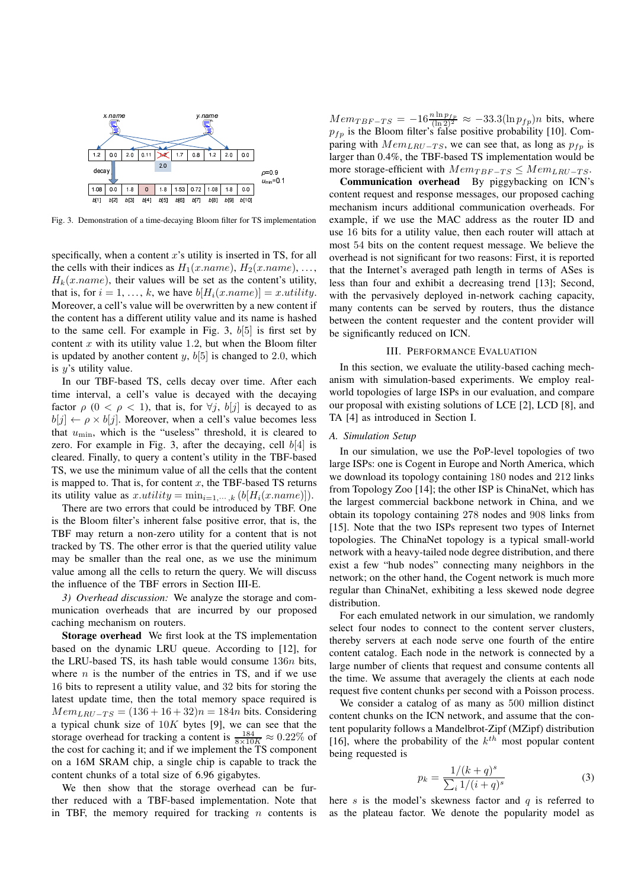x.name

y.name

| 1.2 | 0.0 | 2.0 | 0.11 | 1.2 | 1.7 | 0.8 | 1.2 | 2.0 | 0.0 |

2.0

decay

$\rho$=0.9
$u_{\min}$=0.1

| 1.08 | 0.0 | 1.8 | 0 | 1.8 | 1.53 | 0.72 | 1.08 | 1.8 | 0.0 |

b[1] b[2] b[3] b[4] b[5] b[6] b[7] b[8] b[9] b[10]

Fig. 3. Demonstration of a time-decaying Bloom filter for TS implementation

specifically, when a content $x$'s utility is inserted in TS, for all the cells with their indices as $H_1(x.name)$, $H_2(x.name)$, …, $H_k(x.name)$, their values will be set as the content's utility, that is, for $i = 1, \ldots, k$, we have $b[H_i(x.name)] = x.utility$. Moreover, a cell's value will be overwritten by a new content if the content has a different utility value and its name is hashed to the same cell. For example in Fig. 3, $b[5]$ is first set by content $x$ with its utility value 1.2, but when the Bloom filter is updated by another content $y$, $b[5]$ is changed to 2.0, which is $y$'s utility value.

In our TBF-based TS, cells decay over time. After each time interval, a cell's value is decayed with the decaying factor $\rho$ ($0 < \rho < 1$), that is, for $\forall j$, $b[j]$ is decayed to as $b[j] \leftarrow \rho \times b[j]$. Moreover, when a cell's value becomes less that $u_{\min}$, which is the "useless" threshold, it is cleared to zero. For example in Fig. 3, after the decaying, cell $b[4]$ is cleared. Finally, to query a content's utility in the TBF-based TS, we use the minimum value of all the cells that the content is mapped to. That is, for content $x$, the TBF-based TS returns its utility value as $x.utility = \min_{i=1,\cdots,k}(b[H_i(x.name)])$.

There are two errors that could be introduced by TBF. One is the Bloom filter's inherent false positive error, that is, the TBF may return a non-zero utility for a content that is not tracked by TS. The other error is that the queried utility value may be smaller than the real one, as we use the minimum value among all the cells to return the query. We will discuss the influence of the TBF errors in Section III-E.

*3) Overhead discussion:* We analyze the storage and communication overheads that are incurred by our proposed caching mechanism on routers.

**Storage overhead** We first look at the TS implementation based on the dynamic LRU queue. According to [12], for the LRU-based TS, its hash table would consume $136n$ bits, where $n$ is the number of the entries in TS, and if we use 16 bits to represent a utility value, and 32 bits for storing the latest update time, then the total memory space required is $Mem_{LRU-TS} = (136 + 16 + 32)n = 184n$ bits. Considering a typical chunk size of $10K$ bytes [9], we can see that the storage overhead for tracking a content is $\frac{184}{8\times10K} \approx 0.22\%$ of the cost for caching it; and if we implement the TS component on a 16M SRAM chip, a single chip is capable to track the content chunks of a total size of 6.96 gigabytes.

We then show that the storage overhead can be further reduced with a TBF-based implementation. Note that in TBF, the memory required for tracking $n$ contents is $Mem_{TBF-TS} = -16\frac{n \ln p_{fp}}{(\ln 2)^2} \approx -33.3(\ln p_{fp})n$ bits, where $p_{fp}$ is the Bloom filter's false positive probability [10]. Comparing with $Mem_{LRU-TS}$, we can see that, as long as $p_{fp}$ is larger than 0.4%, the TBF-based TS implementation would be more storage-efficient with $Mem_{TBF-TS} \leq Mem_{LRU-TS}$.

**Communication overhead** By piggybacking on ICN's content request and response messages, our proposed caching mechanism incurs additional communication overheads. For example, if we use the MAC address as the router ID and use 16 bits for a utility value, then each router will attach at most 54 bits on the content request message. We believe the overhead is not significant for two reasons: First, it is reported that the Internet's averaged path length in terms of ASes is less than four and exhibit a decreasing trend [13]; Second, with the pervasively deployed in-network caching capacity, many contents can be served by routers, thus the distance between the content requester and the content provider will be significantly reduced on ICN.

## III. Performance Evaluation

In this section, we evaluate the utility-based caching mechanism with simulation-based experiments. We employ real-world topologies of large ISPs in our evaluation, and compare our proposal with existing solutions of LCE [2], LCD [8], and TA [4] as introduced in Section I.

### *A. Simulation Setup*

In our simulation, we use the PoP-level topologies of two large ISPs: one is Cogent in Europe and North America, which we download its topology containing 180 nodes and 212 links from Topology Zoo [14]; the other ISP is ChinaNet, which has the largest commercial backbone network in China, and we obtain its topology containing 278 nodes and 908 links from [15]. Note that the two ISPs represent two types of Internet topologies. The ChinaNet topology is a typical small-world network with a heavy-tailed node degree distribution, and there exist a few "hub nodes" connecting many neighbors in the network; on the other hand, the Cogent network is much more regular than ChinaNet, exhibiting a less skewed node degree distribution.

For each emulated network in our simulation, we randomly select four nodes to connect to the content server clusters, thereby servers at each node serve one fourth of the entire content catalog. Each node in the network is connected by a large number of clients that request and consume contents all the time. We assume that averagely the clients at each node request five content chunks per second with a Poisson process.

We consider a catalog of as many as 500 million distinct content chunks on the ICN network, and assume that the content popularity follows a Mandelbrot-Zipf (MZipf) distribution [16], where the probability of the $k^{th}$ most popular content being requested is

$$p_k = \frac{1/(k+q)^s}{\sum_i 1/(i+q)^s} \tag{3}$$

here $s$ is the model's skewness factor and $q$ is referred to as the plateau factor. We denote the popularity model as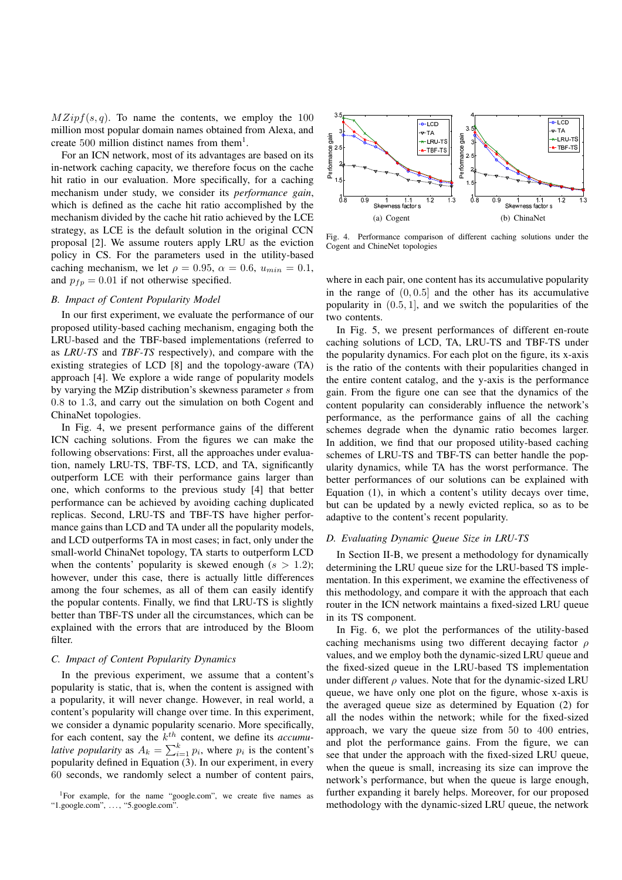$MZipf(s, q)$. To name the contents, we employ the 100 million most popular domain names obtained from Alexa, and create 500 million distinct names from them[1].

For an ICN network, most of its advantages are based on its in-network caching capacity, we therefore focus on the cache hit ratio in our evaluation. More specifically, for a caching mechanism under study, we consider its *performance gain*, which is defined as the cache hit ratio accomplished by the mechanism divided by the cache hit ratio achieved by the LCE strategy, as LCE is the default solution in the original CCN proposal [2]. We assume routers apply LRU as the eviction policy in CS. For the parameters used in the utility-based caching mechanism, we let $\rho = 0.95$, $\alpha = 0.6$, $u_{min} = 0.1$, and $p_{fp} = 0.01$ if not otherwise specified.

### B. Impact of Content Popularity Model

In our first experiment, we evaluate the performance of our proposed utility-based caching mechanism, engaging both the LRU-based and the TBF-based implementations (referred to as *LRU-TS* and *TBF-TS* respectively), and compare with the existing strategies of LCD [8] and the topology-aware (TA) approach [4]. We explore a wide range of popularity models by varying the MZip distribution's skewness parameter $s$ from 0.8 to 1.3, and carry out the simulation on both Cogent and ChinaNet topologies.

In Fig. 4, we present performance gains of the different ICN caching solutions. From the figures we can make the following observations: First, all the approaches under evaluation, namely LRU-TS, TBF-TS, LCD, and TA, significantly outperform LCE with their performance gains larger than one, which conforms to the previous study [4] that better performance can be achieved by avoiding caching duplicated replicas. Second, LRU-TS and TBF-TS have higher performance gains than LCD and TA under all the popularity models, and LCD outperforms TA in most cases; in fact, only under the small-world ChinaNet topology, TA starts to outperform LCD when the contents' popularity is skewed enough ($s > 1.2$); however, under this case, there is actually little differences among the four schemes, as all of them can easily identify the popular contents. Finally, we find that LRU-TS is slightly better than TBF-TS under all the circumstances, which can be explained with the errors that are introduced by the Bloom filter.

### C. Impact of Content Popularity Dynamics

In the previous experiment, we assume that a content's popularity is static, that is, when the content is assigned with a popularity, it will never change. However, in real world, a content's popularity will change over time. In this experiment, we consider a dynamic popularity scenario. More specifically, for each content, say the $k^{th}$ content, we define its *accumulative popularity* as $A_k = \sum_{i=1}^{k} p_i$, where $p_i$ is the content's popularity defined in Equation (3). In our experiment, in every 60 seconds, we randomly select a number of content pairs, where in each pair, one content has its accumulative popularity in the range of $(0, 0.5]$ and the other has its accumulative popularity in $(0.5, 1]$, and we switch the popularities of the two contents.

Performance gain
Skewness factor s
LCD
TA
LRU-TS
TBF-TS
3.5
3
2.5
2
1.5
1
0.8
0.9
1
1.1
1.2
1.3

(a) Cogent

Performance gain
Skewness factor s
LCD
TA
LRU-TS
TBF-TS
4
3.5
3
2.5
2
1.5
1
0.8
0.9
1
1.1
1.2
1.3

(b) ChinaNet

Fig. 4. Performance comparison of different caching solutions under the Cogent and ChineNet topologies

In Fig. 5, we present performances of different en-route caching solutions of LCD, TA, LRU-TS and TBF-TS under the popularity dynamics. For each plot on the figure, its x-axis is the ratio of the contents with their popularities changed in the entire content catalog, and the y-axis is the performance gain. From the figure one can see that the dynamics of the content popularity can considerably influence the network's performance, as the performance gains of all the caching schemes degrade when the dynamic ratio becomes larger. In addition, we find that our proposed utility-based caching schemes of LRU-TS and TBF-TS can better handle the popularity dynamics, while TA has the worst performance. The better performances of our solutions can be explained with Equation (1), in which a content's utility decays over time, but can be updated by a newly evicted replica, so as to be adaptive to the content's recent popularity.

### D. Evaluating Dynamic Queue Size in LRU-TS

In Section II-B, we present a methodology for dynamically determining the LRU queue size for the LRU-based TS implementation. In this experiment, we examine the effectiveness of this methodology, and compare it with the approach that each router in the ICN network maintains a fixed-sized LRU queue in its TS component.

In Fig. 6, we plot the performances of the utility-based caching mechanisms using two different decaying factor $\rho$ values, and we employ both the dynamic-sized LRU queue and the fixed-sized queue in the LRU-based TS implementation under different $\rho$ values. Note that for the dynamic-sized LRU queue, we have only one plot on the figure, whose x-axis is the averaged queue size as determined by Equation (2) for all the nodes within the network; while for the fixed-sized approach, we vary the queue size from 50 to 400 entries, and plot the performance gains. From the figure, we can see that under the approach with the fixed-sized LRU queue, when the queue is small, increasing its size can improve the network's performance, but when the queue is large enough, further expanding it barely helps. Moreover, for our proposed methodology with the dynamic-sized LRU queue, the network

[1] For example, for the name "google.com", we create five names as "1.google.com", ..., "5.google.com".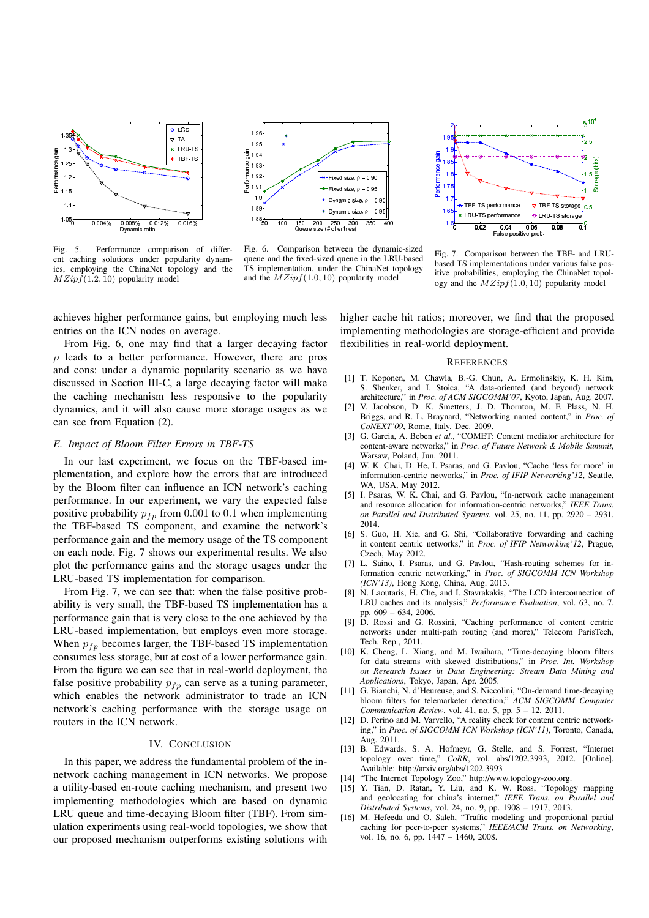1.35
1.3
1.25
1.2
1.15
1.1
1.05
Performance gain
0 0.004% 0.008% 0.012% 0.016%
Dynamic ratio
LCD
TA
LRU-TS
TBF-TS

Fig. 5. Performance comparison of different caching solutions under popularity dynamics, employing the ChinaNet topology and the $MZipf(1.2, 10)$ popularity model

1.96
1.95
1.94
1.93
1.92
1.91
1.9
1.89
1.88
Performance gain
50 100 150 200 250 300 350 400
Queue size (# of entries)
Fixed size, ρ = 0.90
Fixed size, ρ = 0.95
Dynamic size, ρ = 0.90
Dynamic size, ρ = 0.95

Fig. 6. Comparison between the dynamic-sized queue and the fixed-sized queue in the LRU-based TS implementation, under the ChinaNet topology and the $MZipf(1.0, 10)$ popularity model

2
1.95
1.9
1.85
1.8
1.75
1.7
1.65
1.6
Performance gain
0 0.02 0.04 0.06 0.08 0.1
False positive prob.
x 10^4
3
2.5
2
1.5
1
0.5
0
Storage (bits)
TBF-TS performance
LRU-TS performance
TBF-TS storage
LRU-TS storage

Fig. 7. Comparison between the TBF- and LRU-based TS implementations under various false positive probabilities, employing the ChinaNet topology and the $MZipf(1.0, 10)$ popularity model

achieves higher performance gains, but employing much less entries on the ICN nodes on average.

From Fig. 6, one may find that a larger decaying factor $\rho$ leads to a better performance. However, there are pros and cons: under a dynamic popularity scenario as we have discussed in Section III-C, a large decaying factor will make the caching mechanism less responsive to the popularity dynamics, and it will also cause more storage usages as we can see from Equation (2).

### *E. Impact of Bloom Filter Errors in TBF-TS*

In our last experiment, we focus on the TBF-based implementation, and explore how the errors that are introduced by the Bloom filter can influence an ICN network's caching performance. In our experiment, we vary the expected false positive probability $p_{fp}$ from 0.001 to 0.1 when implementing the TBF-based TS component, and examine the network's performance gain and the memory usage of the TS component on each node. Fig. 7 shows our experimental results. We also plot the performance gains and the storage usages under the LRU-based TS implementation for comparison.

From Fig. 7, we can see that: when the false positive probability is very small, the TBF-based TS implementation has a performance gain that is very close to the one achieved by the LRU-based implementation, but employs even more storage. When $p_{fp}$ becomes larger, the TBF-based TS implementation consumes less storage, but at cost of a lower performance gain. From the figure we can see that in real-world deployment, the false positive probability $p_{fp}$ can serve as a tuning parameter, which enables the network administrator to trade an ICN network's caching performance with the storage usage on routers in the ICN network.

## IV. Conclusion

In this paper, we address the fundamental problem of the in-network caching management in ICN networks. We propose a utility-based en-route caching mechanism, and present two implementing methodologies which are based on dynamic LRU queue and time-decaying Bloom filter (TBF). From simulation experiments using real-world topologies, we show that our proposed mechanism outperforms existing solutions with higher cache hit ratios; moreover, we find that the proposed implementing methodologies are storage-efficient and provide flexibilities in real-world deployment.

## References

[1] T. Koponen, M. Chawla, B.-G. Chun, A. Ermolinskiy, K. H. Kim, S. Shenker, and I. Stoica, "A data-oriented (and beyond) network architecture," in *Proc. of ACM SIGCOMM'07*, Kyoto, Japan, Aug. 2007.

[2] V. Jacobson, D. K. Smetters, J. D. Thornton, M. F. Plass, N. H. Briggs, and R. L. Braynard, "Networking named content," in *Proc. of CoNEXT'09*, Rome, Italy, Dec. 2009.

[3] G. Garcia, A. Beben *et al.*, "COMET: Content mediator architecture for content-aware networks," in *Proc. of Future Network & Mobile Summit*, Warsaw, Poland, Jun. 2011.

[4] W. K. Chai, D. He, I. Psaras, and G. Pavlou, "Cache 'less for more' in information-centric networks," in *Proc. of IFIP Networking'12*, Seattle, WA, USA, May 2012.

[5] I. Psaras, W. K. Chai, and G. Pavlou, "In-network cache management and resource allocation for information-centric networks," *IEEE Trans. on Parallel and Distributed Systems*, vol. 25, no. 11, pp. 2920 – 2931, 2014.

[6] S. Guo, H. Xie, and G. Shi, "Collaborative forwarding and caching in content centric networks," in *Proc. of IFIP Networking'12*, Prague, Czech, May 2012.

[7] L. Saino, I. Psaras, and G. Pavlou, "Hash-routing schemes for information centric networking," in *Proc. of SIGCOMM ICN Workshop (ICN'13)*, Hong Kong, China, Aug. 2013.

[8] N. Laoutaris, H. Che, and I. Stavrakakis, "The LCD interconnection of LRU caches and its analysis," *Performance Evaluation*, vol. 63, no. 7, pp. 609 – 634, 2006.

[9] D. Rossi and G. Rossini, "Caching performance of content centric networks under multi-path routing (and more)," Telecom ParisTech, Tech. Rep., 2011.

[10] K. Cheng, L. Xiang, and M. Iwaihara, "Time-decaying bloom filters for data streams with skewed distributions," in *Proc. Int. Workshop on Research Issues in Data Engineering: Stream Data Mining and Applications*, Tokyo, Japan, Apr. 2005.

[11] G. Bianchi, N. d'Heureuse, and S. Niccolini, "On-demand time-decaying bloom filters for telemarketer detection," *ACM SIGCOMM Computer Communication Review*, vol. 41, no. 5, pp. 5 – 12, 2011.

[12] D. Perino and M. Varvello, "A reality check for content centric networking," in *Proc. of SIGCOMM ICN Workshop (ICN'11)*, Toronto, Canada, Aug. 2011.

[13] B. Edwards, S. A. Hofmeyr, G. Stelle, and S. Forrest, "Internet topology over time," *CoRR*, vol. abs/1202.3993, 2012. [Online]. Available: http://arxiv.org/abs/1202.3993

[14] "The Internet Topology Zoo," http://www.topology-zoo.org.

[15] Y. Tian, D. Ratan, Y. Liu, and K. W. Ross, "Topology mapping and geolocating for china's internet," *IEEE Trans. on Parallel and Distributed Systems*, vol. 24, no. 9, pp. 1908 – 1917, 2013.

[16] M. Hefeeda and O. Saleh, "Traffic modeling and proportional partial caching for peer-to-peer systems," *IEEE/ACM Trans. on Networking*, vol. 16, no. 6, pp. 1447 – 1460, 2008.